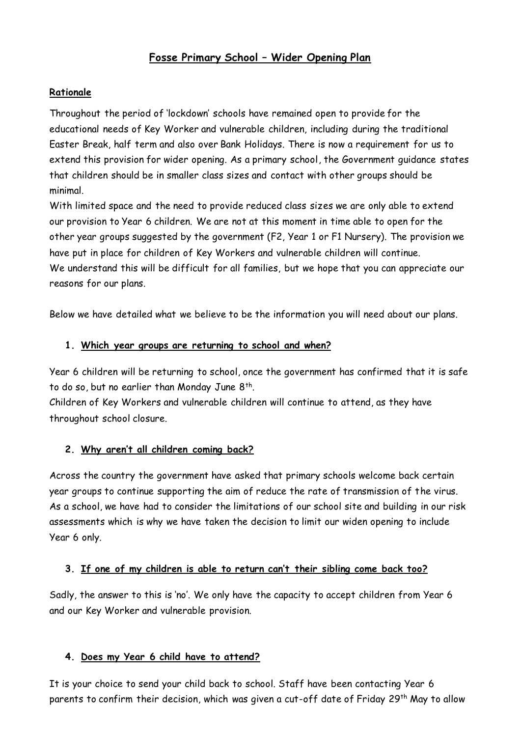# Fosse Primary School – Wider Opening Plan

## Rationale

Throughout the period of 'lockdown' schools have remained open to provide for the educational needs of Key Worker and vulnerable children, including during the traditional Easter Break, half term and also over Bank Holidays. There is now a requirement for us to extend this provision for wider opening. As a primary school, the Government guidance states that children should be in smaller class sizes and contact with other groups should be minimal.

With limited space and the need to provide reduced class sizes we are only able to extend our provision to Year 6 children. We are not at this moment in time able to open for the other year groups suggested by the government (F2, Year 1 or F1 Nursery). The provision we have put in place for children of Key Workers and vulnerable children will continue.

We understand this will be difficult for all families, but we hope that you can appreciate our reasons for our plans.

Below we have detailed what we believe to be the information you will need about our plans.

### 1. Which year groups are returning to school and when?

Year 6 children will be returning to school, once the government has confirmed that it is safe to do so, but no earlier than Monday June 8th.

Children of Key Workers and vulnerable children will continue to attend, as they have throughout school closure.

### 2. Why aren't all children coming back?

Across the country the government have asked that primary schools welcome back certain year groups to continue supporting the aim of reduce the rate of transmission of the virus. As a school, we have had to consider the limitations of our school site and building in our risk assessments which is why we have taken the decision to limit our widen opening to include Year 6 only.

### 3. If one of my children is able to return can't their sibling come back too?

Sadly, the answer to this is 'no'. We only have the capacity to accept children from Year 6 and our Key Worker and vulnerable provision.

### 4. Does my Year 6 child have to attend?

It is your choice to send your child back to school. Staff have been contacting Year 6 parents to confirm their decision, which was given a cut-off date of Friday 29th May to allow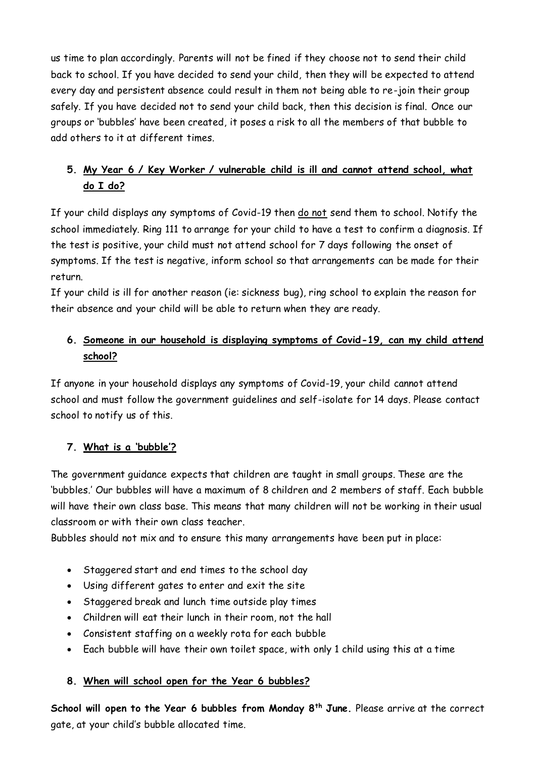us time to plan accordingly. Parents will not be fined if they choose not to send their child back to school. If you have decided to send your child, then they will be expected to attend every day and persistent absence could result in them not being able to re-join their group safely. If you have decided not to send your child back, then this decision is final. Once our groups or 'bubbles' have been created, it poses a risk to all the members of that bubble to add others to it at different times.

5. **My Year 6 / Key Worker / vulnerable child is ill and cannot attend school, what do I do?**

If your child displays any symptoms of Covid-19 then do not send them to school. Notify the school immediately. Ring 111 to arrange for your child to have a test to confirm a diagnosis. If the test is positive, your child must not attend school for 7 days following the onset of symptoms. If the test is negative, inform school so that arrangements can be made for their return.

If your child is ill for another reason (ie: sickness bug), ring school to explain the reason for their absence and your child will be able to return when they are ready.

6. **Someone in our household is displaying symptoms of Covid-19, can my child attend school?**

If anyone in your household displays any symptoms of Covid-19, your child cannot attend school and must follow the government guidelines and self-isolate for 14 days. Please contact school to notify us of this.

7. **What is a 'bubble'?**

The government guidance expects that children are taught in small groups. These are the 'bubbles.' Our bubbles will have a maximum of 8 children and 2 members of staff. Each bubble will have their own class base. This means that many children will not be working in their usual classroom or with their own class teacher.

Bubbles should not mix and to ensure this many arrangements have been put in place:

- Staggered start and end times to the school day
- Using different gates to enter and exit the site
- Staggered break and lunch time outside play times
- Children will eat their lunch in their room, not the hall
- Consistent staffing on a weekly rota for each bubble
- Each bubble will have their own toilet space, with only 1 child using this at a time

8. **When will school open for the Year 6 bubbles?**

**School will open to the Year 6 bubbles from Monday 8th June.** Please arrive at the correct gate, at your child's bubble allocated time.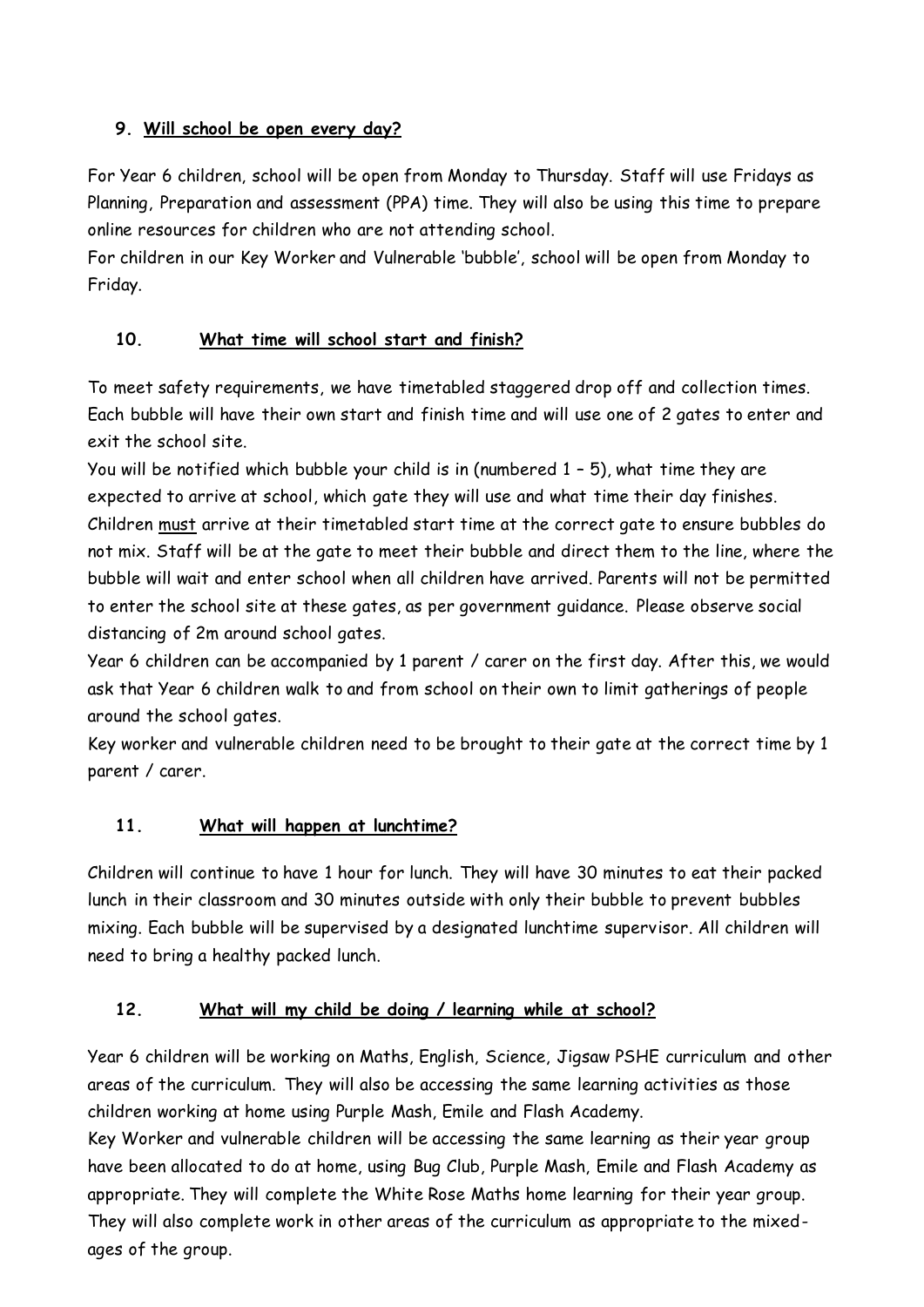## 9. Will school be open every day?

For Year 6 children, school will be open from Monday to Thursday. Staff will use Fridays as Planning, Preparation and assessment (PPA) time. They will also be using this time to prepare online resources for children who are not attending school.

For children in our Key Worker and Vulnerable 'bubble', school will be open from Monday to Friday.

## 10. What time will school start and finish?

To meet safety requirements, we have timetabled staggered drop off and collection times. Each bubble will have their own start and finish time and will use one of 2 gates to enter and exit the school site.

You will be notified which bubble your child is in (numbered 1 – 5), what time they are expected to arrive at school, which gate they will use and what time their day finishes.

Children <u>must</u> arrive at their timetabled start time at the correct gate to ensure bubbles do not mix. Staff will be at the gate to meet their bubble and direct them to the line, where the bubble will wait and enter school when all children have arrived. Parents will not be permitted to enter the school site at these gates, as per government guidance. Please observe social distancing of 2m around school gates.

Year 6 children can be accompanied by 1 parent / carer on the first day. After this, we would ask that Year 6 children walk to and from school on their own to limit gatherings of people around the school gates.

Key worker and vulnerable children need to be brought to their gate at the correct time by 1 parent / carer.

## 11. What will happen at lunchtime?

Children will continue to have 1 hour for lunch. They will have 30 minutes to eat their packed lunch in their classroom and 30 minutes outside with only their bubble to prevent bubbles mixing. Each bubble will be supervised by a designated lunchtime supervisor. All children will need to bring a healthy packed lunch.

## 12. What will my child be doing / learning while at school?

Year 6 children will be working on Maths, English, Science, Jigsaw PSHE curriculum and other areas of the curriculum. They will also be accessing the same learning activities as those children working at home using Purple Mash, Emile and Flash Academy.

Key Worker and vulnerable children will be accessing the same learning as their year group have been allocated to do at home, using Bug Club, Purple Mash, Emile and Flash Academy as appropriate. They will complete the White Rose Maths home learning for their year group. They will also complete work in other areas of the curriculum as appropriate to the mixed-ages of the group.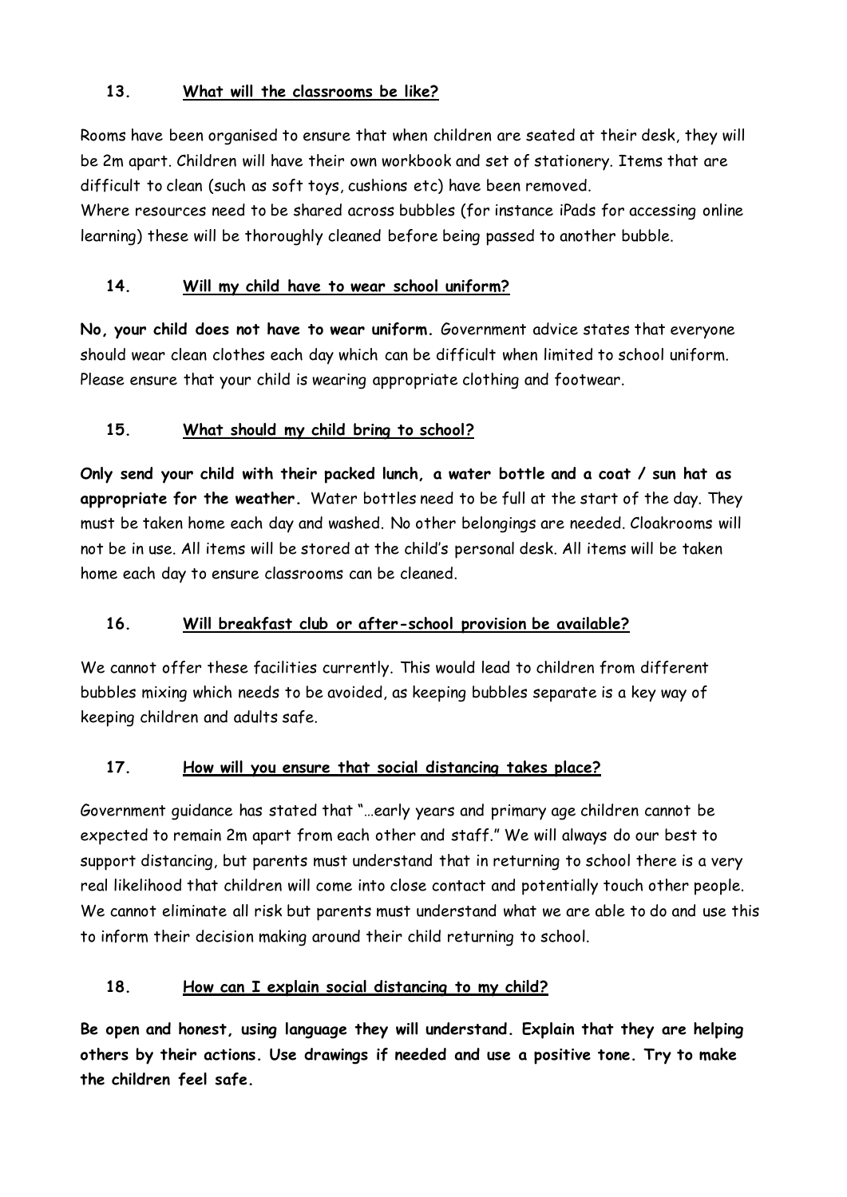### 13. What will the classrooms be like?

Rooms have been organised to ensure that when children are seated at their desk, they will be 2m apart. Children will have their own workbook and set of stationery. Items that are difficult to clean (such as soft toys, cushions etc) have been removed.
Where resources need to be shared across bubbles (for instance iPads for accessing online learning) these will be thoroughly cleaned before being passed to another bubble.

### 14. Will my child have to wear school uniform?

**No, your child does not have to wear uniform.** Government advice states that everyone should wear clean clothes each day which can be difficult when limited to school uniform. Please ensure that your child is wearing appropriate clothing and footwear.

### 15. What should my child bring to school?

**Only send your child with their packed lunch, a water bottle and a coat / sun hat as appropriate for the weather.** Water bottles need to be full at the start of the day. They must be taken home each day and washed. No other belongings are needed. Cloakrooms will not be in use. All items will be stored at the child's personal desk. All items will be taken home each day to ensure classrooms can be cleaned.

### 16. Will breakfast club or after-school provision be available?

We cannot offer these facilities currently. This would lead to children from different bubbles mixing which needs to be avoided, as keeping bubbles separate is a key way of keeping children and adults safe.

### 17. How will you ensure that social distancing takes place?

Government guidance has stated that "…early years and primary age children cannot be expected to remain 2m apart from each other and staff." We will always do our best to support distancing, but parents must understand that in returning to school there is a very real likelihood that children will come into close contact and potentially touch other people. We cannot eliminate all risk but parents must understand what we are able to do and use this to inform their decision making around their child returning to school.

### 18. How can I explain social distancing to my child?

**Be open and honest, using language they will understand. Explain that they are helping others by their actions. Use drawings if needed and use a positive tone. Try to make the children feel safe.**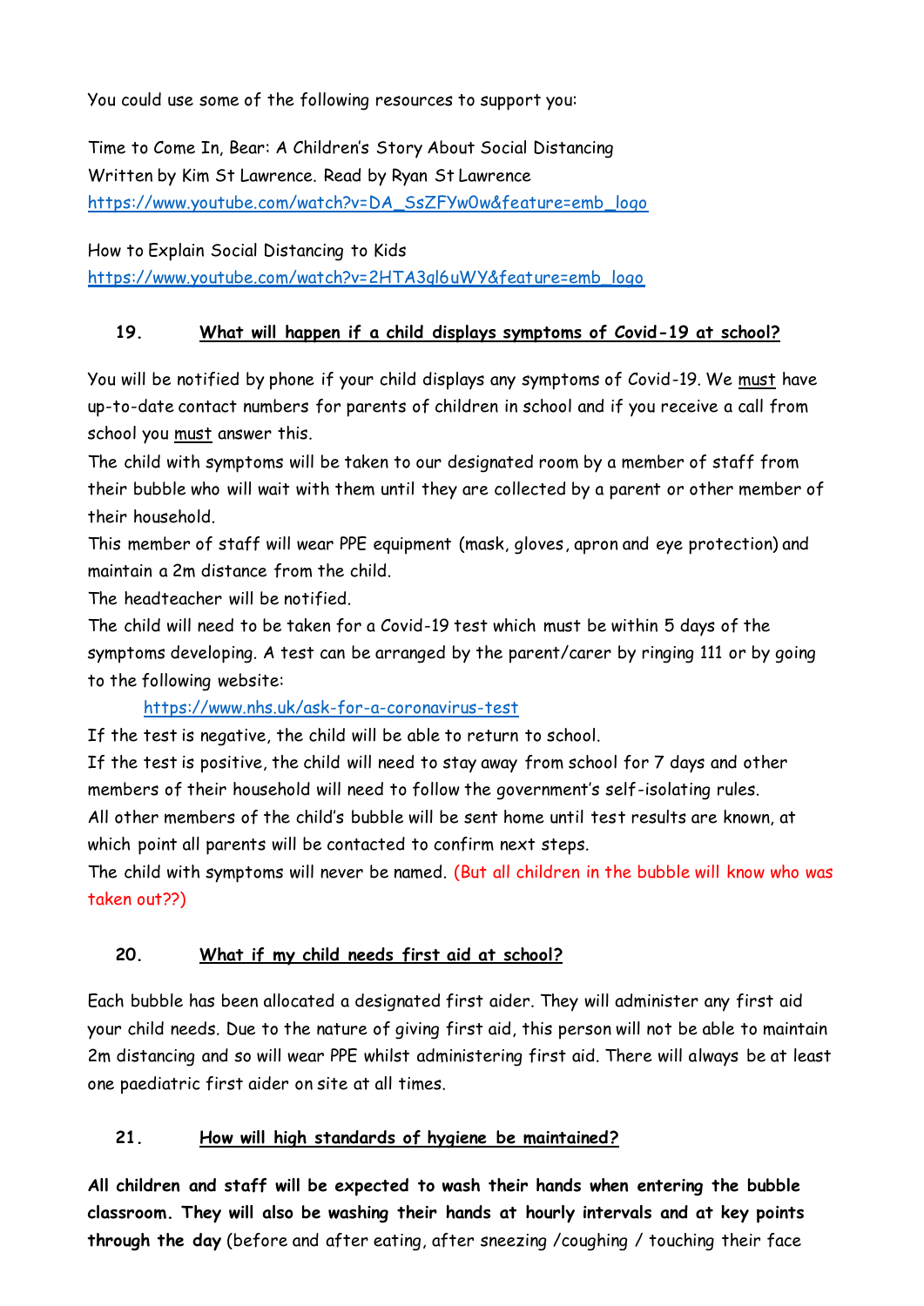You could use some of the following resources to support you:

Time to Come In, Bear: A Children's Story About Social Distancing
Written by Kim St Lawrence. Read by Ryan St Lawrence
https://www.youtube.com/watch?v=DA_SsZFYw0w&feature=emb_logo

How to Explain Social Distancing to Kids
https://www.youtube.com/watch?v=2HTA3gl6uWY&feature=emb_logo

## 19. What will happen if a child displays symptoms of Covid-19 at school?

You will be notified by phone if your child displays any symptoms of Covid-19. We must have up-to-date contact numbers for parents of children in school and if you receive a call from school you must answer this.

The child with symptoms will be taken to our designated room by a member of staff from their bubble who will wait with them until they are collected by a parent or other member of their household.

This member of staff will wear PPE equipment (mask, gloves, apron and eye protection) and maintain a 2m distance from the child.

The headteacher will be notified.

The child will need to be taken for a Covid-19 test which must be within 5 days of the symptoms developing. A test can be arranged by the parent/carer by ringing 111 or by going to the following website:

https://www.nhs.uk/ask-for-a-coronavirus-test

If the test is negative, the child will be able to return to school.

If the test is positive, the child will need to stay away from school for 7 days and other members of their household will need to follow the government's self-isolating rules.

All other members of the child's bubble will be sent home until test results are known, at which point all parents will be contacted to confirm next steps.

The child with symptoms will never be named. (But all children in the bubble will know who was taken out??)

## 20. What if my child needs first aid at school?

Each bubble has been allocated a designated first aider. They will administer any first aid your child needs. Due to the nature of giving first aid, this person will not be able to maintain 2m distancing and so will wear PPE whilst administering first aid. There will always be at least one paediatric first aider on site at all times.

## 21. How will high standards of hygiene be maintained?

**All children and staff will be expected to wash their hands when entering the bubble classroom. They will also be washing their hands at hourly intervals and at key points through the day** (before and after eating, after sneezing /coughing / touching their face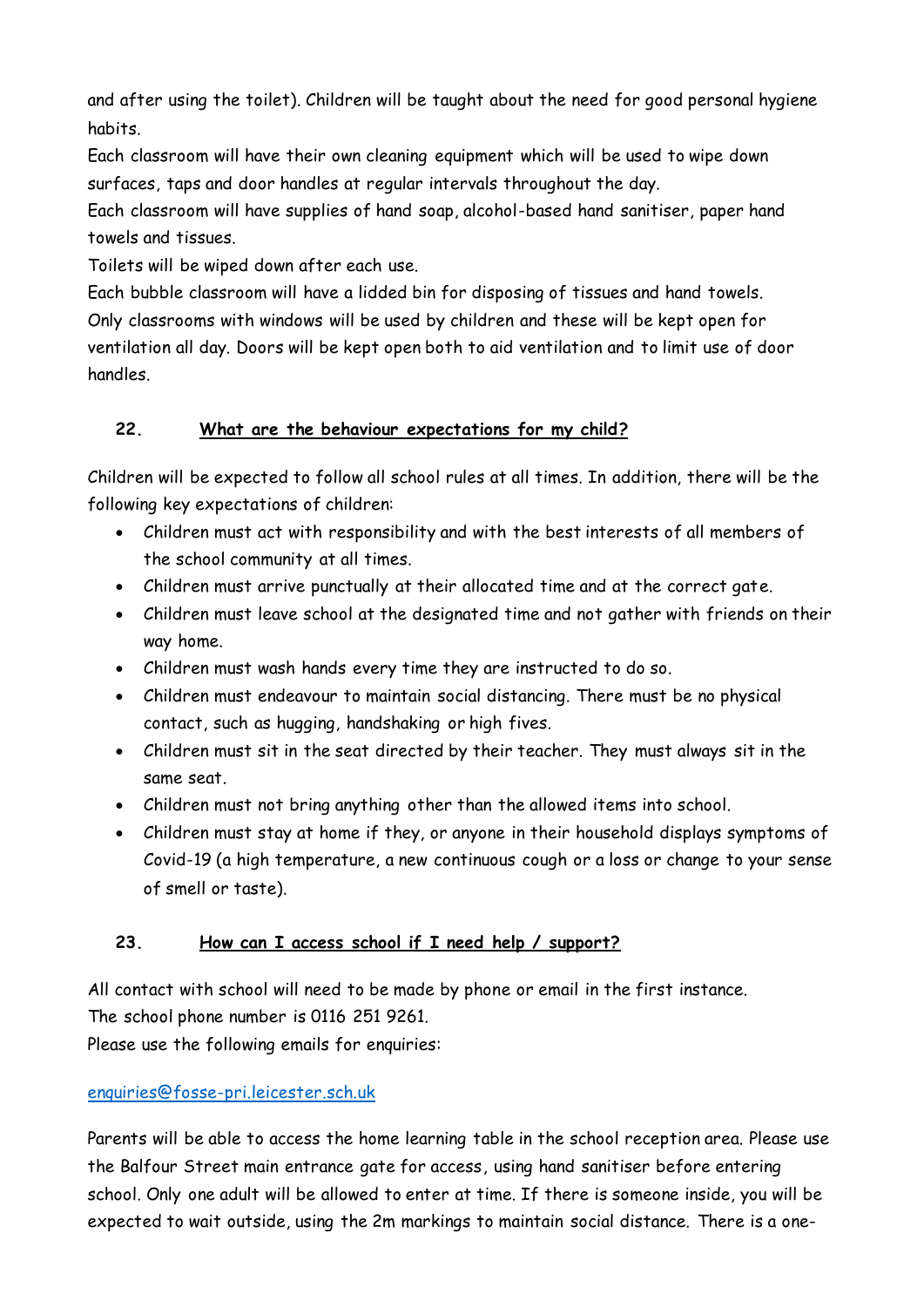and after using the toilet). Children will be taught about the need for good personal hygiene habits.

Each classroom will have their own cleaning equipment which will be used to wipe down surfaces, taps and door handles at regular intervals throughout the day.

Each classroom will have supplies of hand soap, alcohol-based hand sanitiser, paper hand towels and tissues.

Toilets will be wiped down after each use.

Each bubble classroom will have a lidded bin for disposing of tissues and hand towels.

Only classrooms with windows will be used by children and these will be kept open for ventilation all day. Doors will be kept open both to aid ventilation and to limit use of door handles.

## 22. What are the behaviour expectations for my child?

Children will be expected to follow all school rules at all times. In addition, there will be the following key expectations of children:

- Children must act with responsibility and with the best interests of all members of the school community at all times.
- Children must arrive punctually at their allocated time and at the correct gate.
- Children must leave school at the designated time and not gather with friends on their way home.
- Children must wash hands every time they are instructed to do so.
- Children must endeavour to maintain social distancing. There must be no physical contact, such as hugging, handshaking or high fives.
- Children must sit in the seat directed by their teacher. They must always sit in the same seat.
- Children must not bring anything other than the allowed items into school.
- Children must stay at home if they, or anyone in their household displays symptoms of Covid-19 (a high temperature, a new continuous cough or a loss or change to your sense of smell or taste).

## 23. How can I access school if I need help / support?

All contact with school will need to be made by phone or email in the first instance.

The school phone number is 0116 251 9261.

Please use the following emails for enquiries:

enquiries@fosse-pri.leicester.sch.uk

Parents will be able to access the home learning table in the school reception area. Please use the Balfour Street main entrance gate for access, using hand sanitiser before entering school. Only one adult will be allowed to enter at time. If there is someone inside, you will be expected to wait outside, using the 2m markings to maintain social distance. There is a one-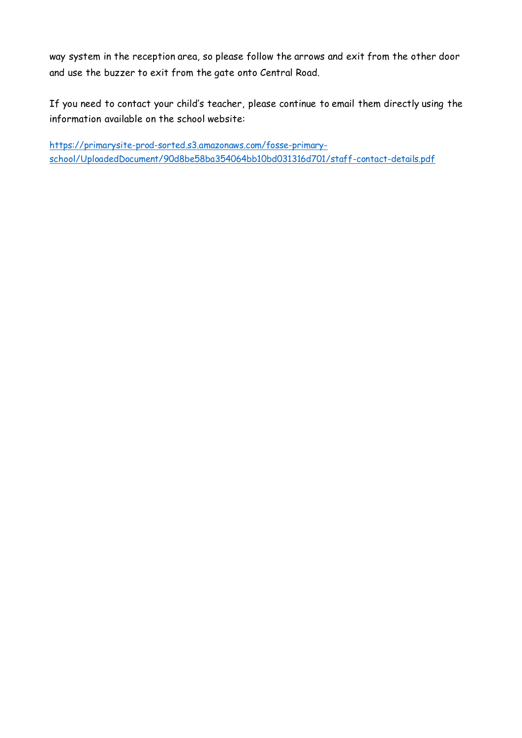way system in the reception area, so please follow the arrows and exit from the other door and use the buzzer to exit from the gate onto Central Road.

If you need to contact your child's teacher, please continue to email them directly using the information available on the school website:

https://primarysite-prod-sorted.s3.amazonaws.com/fosse-primary-school/UploadedDocument/90d8be58ba354064bb10bd031316d701/staff-contact-details.pdf